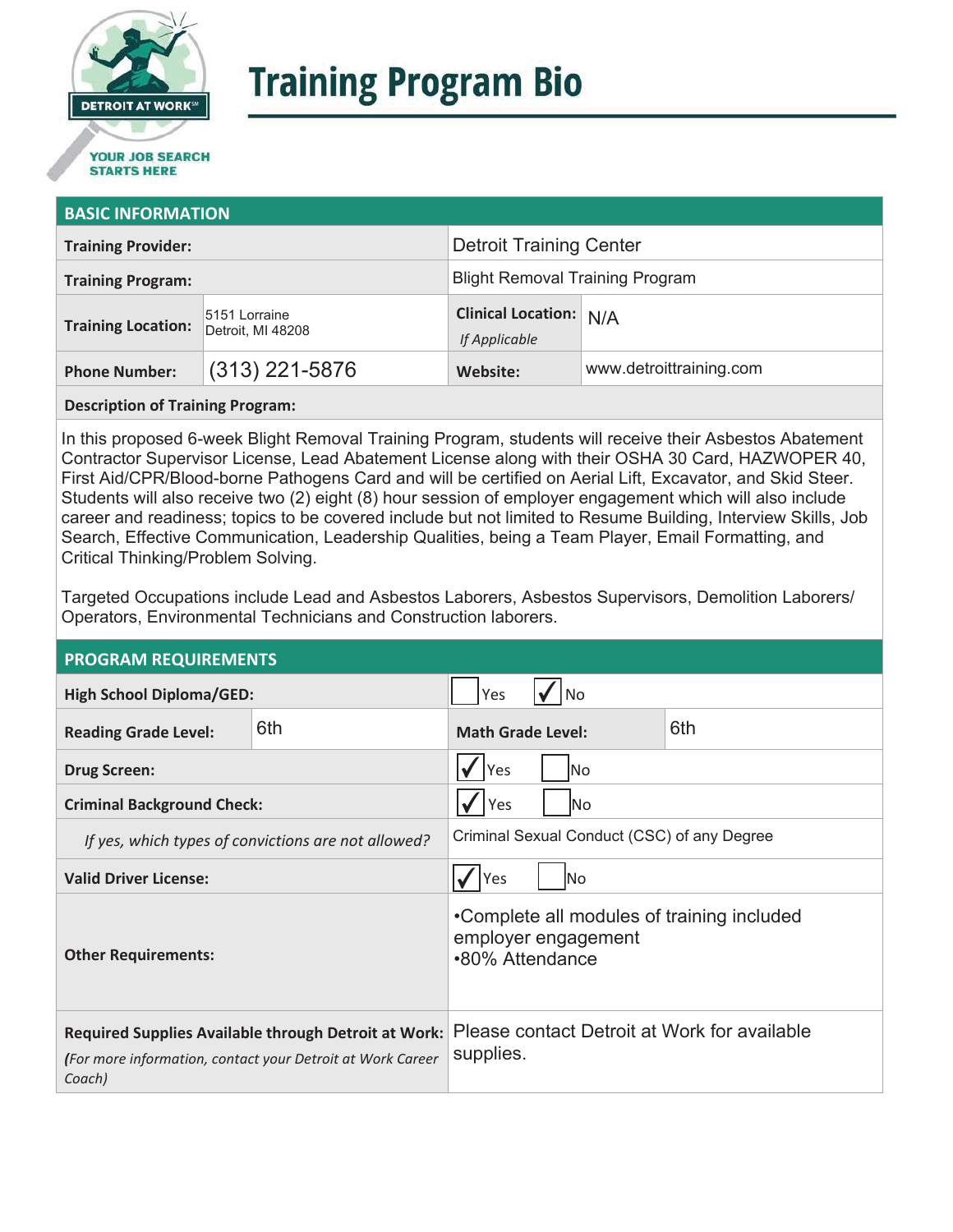# Training Program Bio

DETROIT AT WORK
YOUR JOB SEARCH STARTS HERE

## BASIC INFORMATION

| | | | |
|---|---|---|---|
| **Training Provider:** | | Detroit Training Center | |
| **Training Program:** | | Blight Removal Training Program | |
| **Training Location:** | 5151 Lorraine<br>Detroit, MI 48208 | **Clinical Location:** *If Applicable* | N/A |
| **Phone Number:** | (313) 221-5876 | **Website:** | www.detroittraining.com |

**Description of Training Program:**

In this proposed 6-week Blight Removal Training Program, students will receive their Asbestos Abatement Contractor Supervisor License, Lead Abatement License along with their OSHA 30 Card, HAZWOPER 40, First Aid/CPR/Blood-borne Pathogens Card and will be certified on Aerial Lift, Excavator, and Skid Steer. Students will also receive two (2) eight (8) hour session of employer engagement which will also include career and readiness; topics to be covered include but not limited to Resume Building, Interview Skills, Job Search, Effective Communication, Leadership Qualities, being a Team Player, Email Formatting, and Critical Thinking/Problem Solving.

Targeted Occupations include Lead and Asbestos Laborers, Asbestos Supervisors, Demolition Laborers/ Operators, Environmental Technicians and Construction laborers.

## PROGRAM REQUIREMENTS

| | | | |
|---|---|---|---|
| **High School Diploma/GED:** | | ☐ Yes ☑ No | |
| **Reading Grade Level:** | 6th | **Math Grade Level:** | 6th |
| **Drug Screen:** | | ☑ Yes ☐ No | |
| **Criminal Background Check:** | | ☑ Yes ☐ No | |
| *If yes, which types of convictions are not allowed?* | | Criminal Sexual Conduct (CSC) of any Degree | |
| **Valid Driver License:** | | ☑ Yes ☐ No | |
| **Other Requirements:** | | •Complete all modules of training included employer engagement<br>•80% Attendance | |
| **Required Supplies Available through Detroit at Work:** *(For more information, contact your Detroit at Work Career Coach)* | | Please contact Detroit at Work for available supplies. | |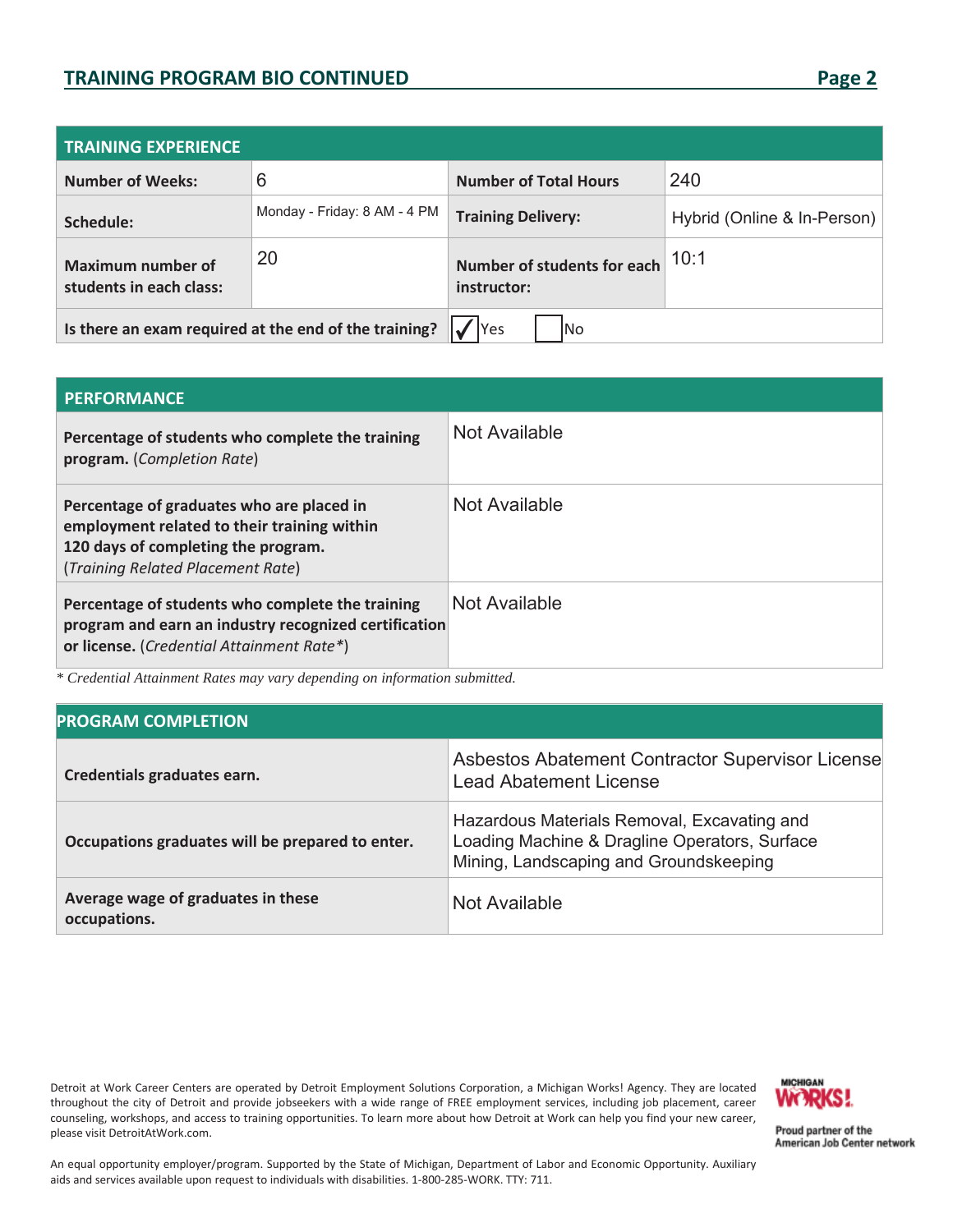## TRAINING PROGRAM BIO CONTINUED

| TRAINING EXPERIENCE | | | |
|---|---|---|---|
| **Number of Weeks:** | 6 | **Number of Total Hours** | 240 |
| **Schedule:** | Monday - Friday: 8 AM - 4 PM | **Training Delivery:** | Hybrid (Online & In-Person) |
| **Maximum number of students in each class:** | 20 | **Number of students for each instructor:** | 10:1 |
| **Is there an exam required at the end of the training?** | | ☑ Yes ☐ No | |

| PERFORMANCE | |
|---|---|
| **Percentage of students who complete the training program.** (*Completion Rate*) | Not Available |
| **Percentage of graduates who are placed in employment related to their training within 120 days of completing the program.** (*Training Related Placement Rate*) | Not Available |
| **Percentage of students who complete the training program and earn an industry recognized certification or license.** (*Credential Attainment Rate**) | Not Available |

*\* Credential Attainment Rates may vary depending on information submitted.*

| PROGRAM COMPLETION | |
|---|---|
| **Credentials graduates earn.** | Asbestos Abatement Contractor Supervisor License<br>Lead Abatement License |
| **Occupations graduates will be prepared to enter.** | Hazardous Materials Removal, Excavating and Loading Machine & Dragline Operators, Surface Mining, Landscaping and Groundskeeping |
| **Average wage of graduates in these occupations.** | Not Available |

Detroit at Work Career Centers are operated by Detroit Employment Solutions Corporation, a Michigan Works! Agency. They are located throughout the city of Detroit and provide jobseekers with a wide range of FREE employment services, including job placement, career counseling, workshops, and access to training opportunities. To learn more about how Detroit at Work can help you find your new career, please visit DetroitAtWork.com.

MICHIGAN WORKS! Proud partner of the American Job Center network

An equal opportunity employer/program. Supported by the State of Michigan, Department of Labor and Economic Opportunity. Auxiliary aids and services available upon request to individuals with disabilities. 1-800-285-WORK. TTY: 711.